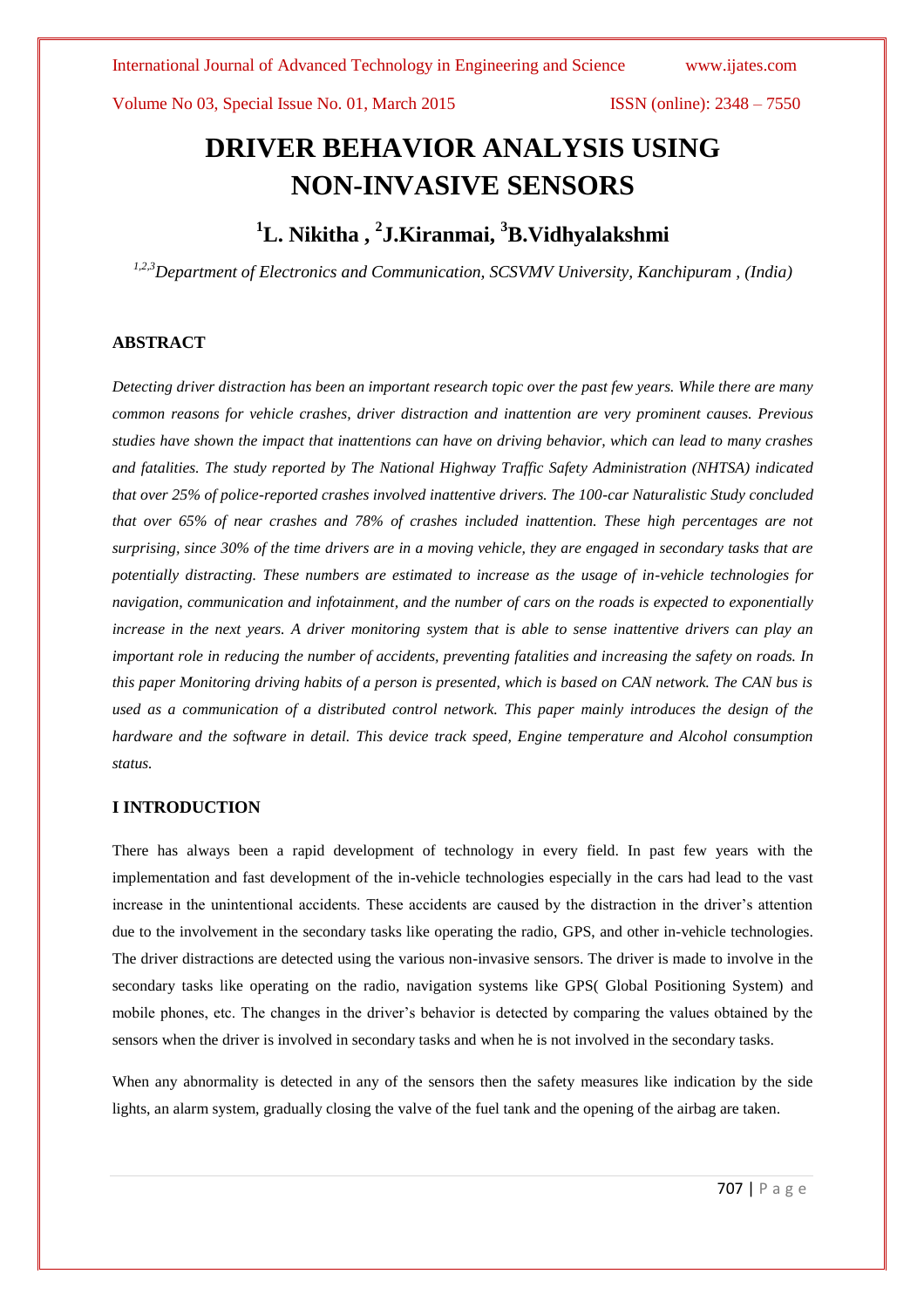# DRIVER BEHAVIOR ANALYSIS USING NON-INVASIVE SENSORS

## [1]L. Nikitha , [2]J.Kiranmai, [3]B.Vidhyalakshmi

*[1,2,3]Department of Electronics and Communication, SCSVMV University, Kanchipuram , (India)*

### ABSTRACT

*Detecting driver distraction has been an important research topic over the past few years. While there are many common reasons for vehicle crashes, driver distraction and inattention are very prominent causes. Previous studies have shown the impact that inattentions can have on driving behavior, which can lead to many crashes and fatalities. The study reported by The National Highway Traffic Safety Administration (NHTSA) indicated that over 25% of police-reported crashes involved inattentive drivers. The 100-car Naturalistic Study concluded that over 65% of near crashes and 78% of crashes included inattention. These high percentages are not surprising, since 30% of the time drivers are in a moving vehicle, they are engaged in secondary tasks that are potentially distracting. These numbers are estimated to increase as the usage of in-vehicle technologies for navigation, communication and infotainment, and the number of cars on the roads is expected to exponentially increase in the next years. A driver monitoring system that is able to sense inattentive drivers can play an important role in reducing the number of accidents, preventing fatalities and increasing the safety on roads. In this paper Monitoring driving habits of a person is presented, which is based on CAN network. The CAN bus is used as a communication of a distributed control network. This paper mainly introduces the design of the hardware and the software in detail. This device track speed, Engine temperature and Alcohol consumption status.*

### I INTRODUCTION

There has always been a rapid development of technology in every field. In past few years with the implementation and fast development of the in-vehicle technologies especially in the cars had lead to the vast increase in the unintentional accidents. These accidents are caused by the distraction in the driver's attention due to the involvement in the secondary tasks like operating the radio, GPS, and other in-vehicle technologies. The driver distractions are detected using the various non-invasive sensors. The driver is made to involve in the secondary tasks like operating on the radio, navigation systems like GPS( Global Positioning System) and mobile phones, etc. The changes in the driver's behavior is detected by comparing the values obtained by the sensors when the driver is involved in secondary tasks and when he is not involved in the secondary tasks.

When any abnormality is detected in any of the sensors then the safety measures like indication by the side lights, an alarm system, gradually closing the valve of the fuel tank and the opening of the airbag are taken.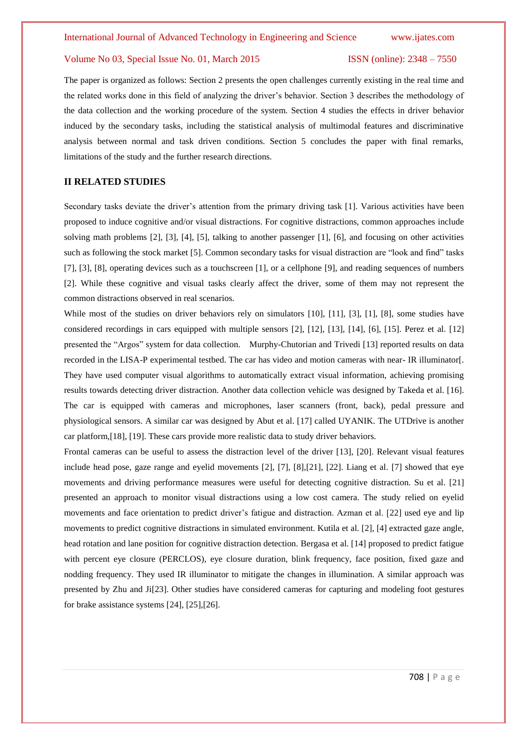The paper is organized as follows: Section 2 presents the open challenges currently existing in the real time and the related works done in this field of analyzing the driver's behavior. Section 3 describes the methodology of the data collection and the working procedure of the system. Section 4 studies the effects in driver behavior induced by the secondary tasks, including the statistical analysis of multimodal features and discriminative analysis between normal and task driven conditions. Section 5 concludes the paper with final remarks, limitations of the study and the further research directions.

## II RELATED STUDIES

Secondary tasks deviate the driver's attention from the primary driving task [1]. Various activities have been proposed to induce cognitive and/or visual distractions. For cognitive distractions, common approaches include solving math problems [2], [3], [4], [5], talking to another passenger [1], [6], and focusing on other activities such as following the stock market [5]. Common secondary tasks for visual distraction are "look and find" tasks [7], [3], [8], operating devices such as a touchscreen [1], or a cellphone [9], and reading sequences of numbers [2]. While these cognitive and visual tasks clearly affect the driver, some of them may not represent the common distractions observed in real scenarios.

While most of the studies on driver behaviors rely on simulators [10], [11], [3], [1], [8], some studies have considered recordings in cars equipped with multiple sensors [2], [12], [13], [14], [6], [15]. Perez et al. [12] presented the "Argos" system for data collection. Murphy-Chutorian and Trivedi [13] reported results on data recorded in the LISA-P experimental testbed. The car has video and motion cameras with near- IR illuminator[. They have used computer visual algorithms to automatically extract visual information, achieving promising results towards detecting driver distraction. Another data collection vehicle was designed by Takeda et al. [16]. The car is equipped with cameras and microphones, laser scanners (front, back), pedal pressure and physiological sensors. A similar car was designed by Abut et al. [17] called UYANIK. The UTDrive is another car platform,[18], [19]. These cars provide more realistic data to study driver behaviors.

Frontal cameras can be useful to assess the distraction level of the driver [13], [20]. Relevant visual features include head pose, gaze range and eyelid movements [2], [7], [8],[21], [22]. Liang et al. [7] showed that eye movements and driving performance measures were useful for detecting cognitive distraction. Su et al. [21] presented an approach to monitor visual distractions using a low cost camera. The study relied on eyelid movements and face orientation to predict driver's fatigue and distraction. Azman et al. [22] used eye and lip movements to predict cognitive distractions in simulated environment. Kutila et al. [2], [4] extracted gaze angle, head rotation and lane position for cognitive distraction detection. Bergasa et al. [14] proposed to predict fatigue with percent eye closure (PERCLOS), eye closure duration, blink frequency, face position, fixed gaze and nodding frequency. They used IR illuminator to mitigate the changes in illumination. A similar approach was presented by Zhu and Ji[23]. Other studies have considered cameras for capturing and modeling foot gestures for brake assistance systems [24], [25],[26].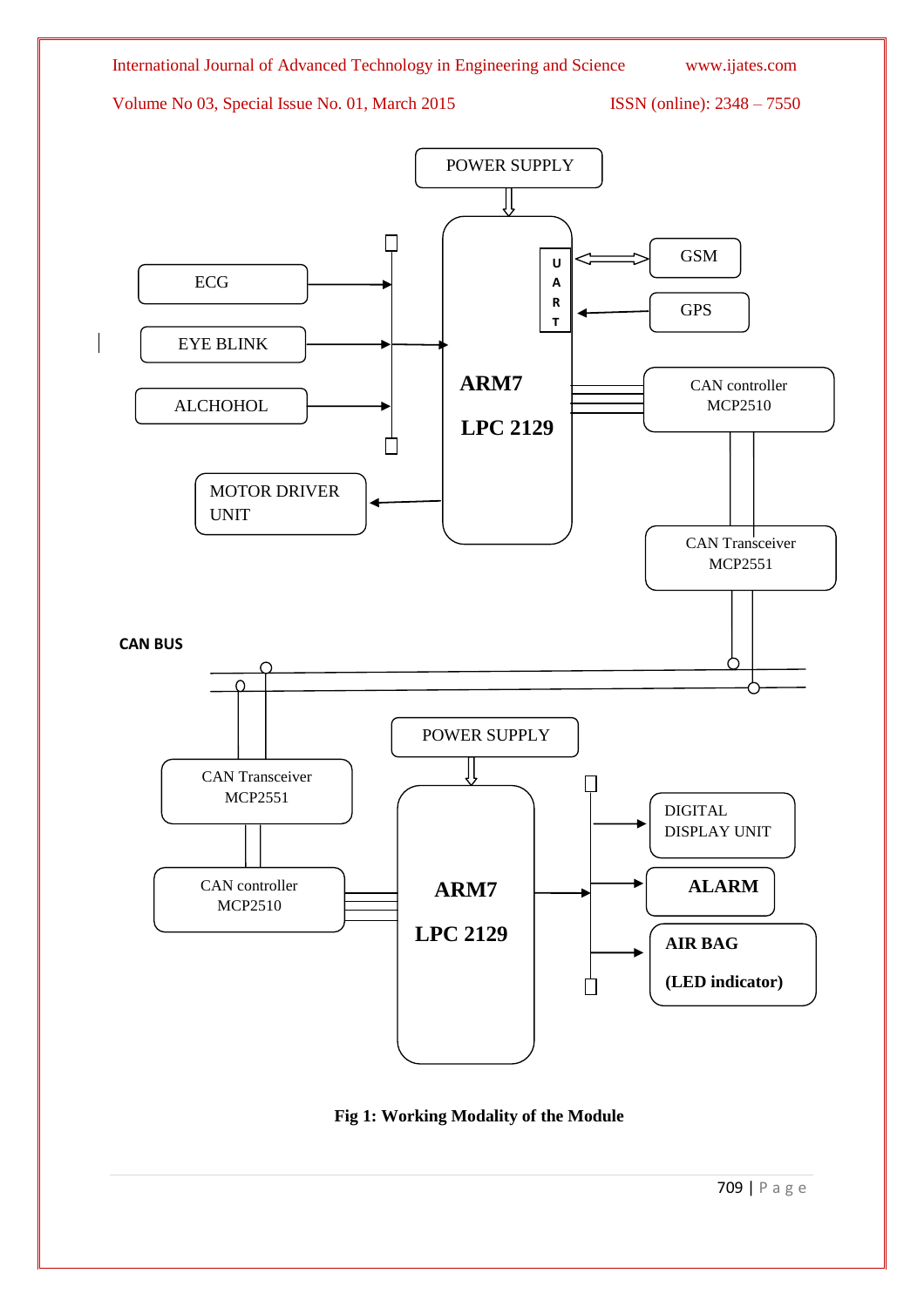Fig 1: Working Modality of the Module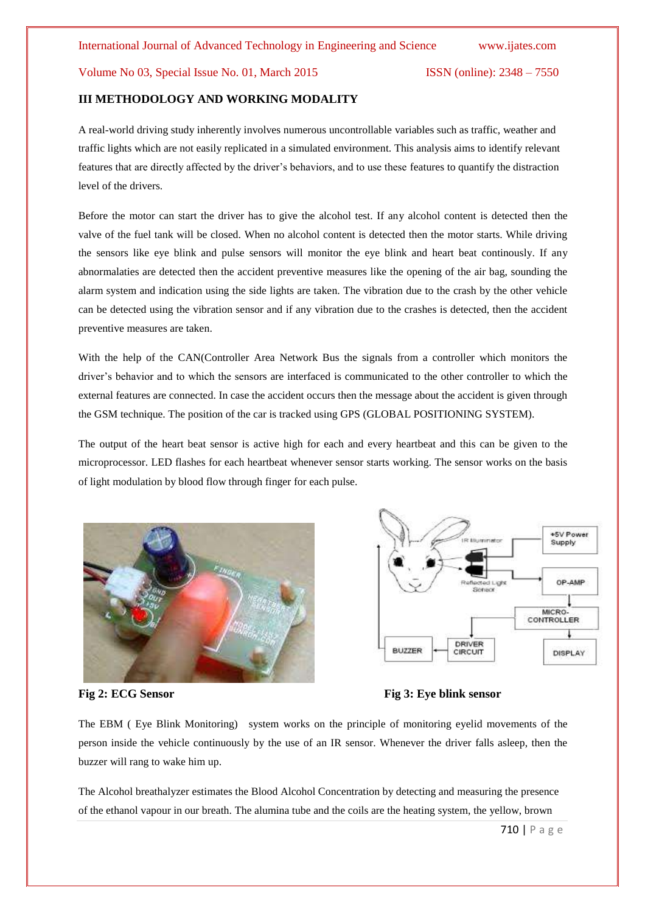## III METHODOLOGY AND WORKING MODALITY

A real-world driving study inherently involves numerous uncontrollable variables such as traffic, weather and traffic lights which are not easily replicated in a simulated environment. This analysis aims to identify relevant features that are directly affected by the driver's behaviors, and to use these features to quantify the distraction level of the drivers.

Before the motor can start the driver has to give the alcohol test. If any alcohol content is detected then the valve of the fuel tank will be closed. When no alcohol content is detected then the motor starts. While driving the sensors like eye blink and pulse sensors will monitor the eye blink and heart beat continously. If any abnormalaties are detected then the accident preventive measures like the opening of the air bag, sounding the alarm system and indication using the side lights are taken. The vibration due to the crash by the other vehicle can be detected using the vibration sensor and if any vibration due to the crashes is detected, then the accident preventive measures are taken.

With the help of the CAN(Controller Area Network Bus the signals from a controller which monitors the driver's behavior and to which the sensors are interfaced is communicated to the other controller to which the external features are connected. In case the accident occurs then the message about the accident is given through the GSM technique. The position of the car is tracked using GPS (GLOBAL POSITIONING SYSTEM).

The output of the heart beat sensor is active high for each and every heartbeat and this can be given to the microprocessor. LED flashes for each heartbeat whenever sensor starts working. The sensor works on the basis of light modulation by blood flow through finger for each pulse.

**Fig 2: ECG Sensor**

**Fig 3: Eye blink sensor**

The EBM ( Eye Blink Monitoring) system works on the principle of monitoring eyelid movements of the person inside the vehicle continuously by the use of an IR sensor. Whenever the driver falls asleep, then the buzzer will rang to wake him up.

The Alcohol breathalyzer estimates the Blood Alcohol Concentration by detecting and measuring the presence of the ethanol vapour in our breath. The alumina tube and the coils are the heating system, the yellow, brown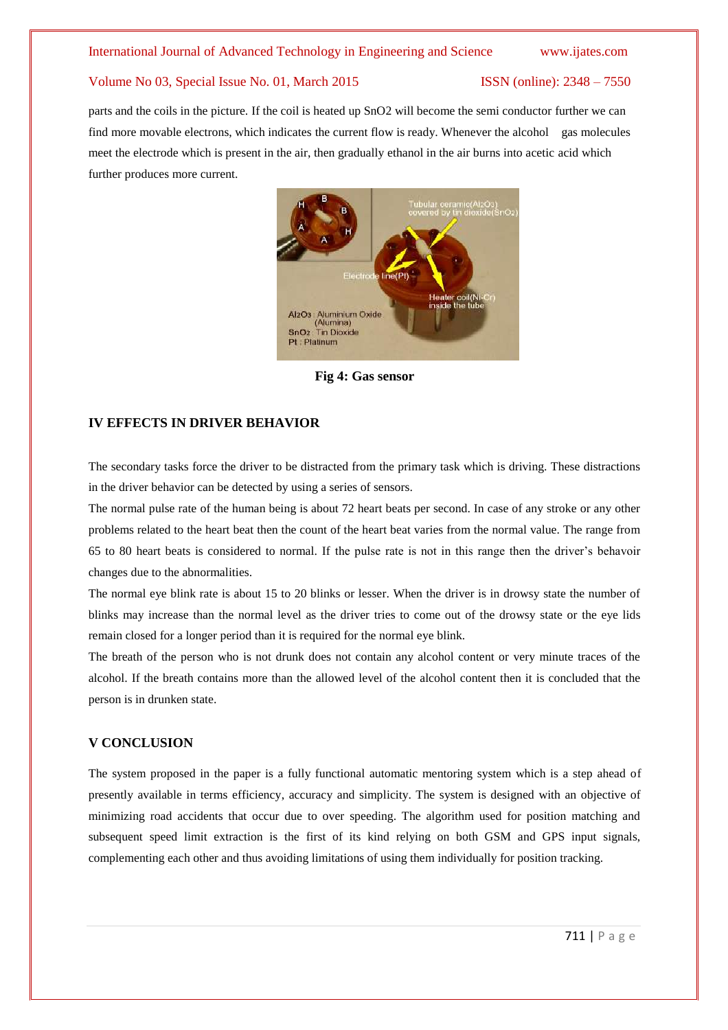parts and the coils in the picture. If the coil is heated up $SnO_2$ will become the semi conductor further we can find more movable electrons, which indicates the current flow is ready. Whenever the alcohol gas molecules meet the electrode which is present in the air, then gradually ethanol in the air burns into acetic acid which further produces more current.

**Fig 4: Gas sensor**

## IV EFFECTS IN DRIVER BEHAVIOR

The secondary tasks force the driver to be distracted from the primary task which is driving. These distractions in the driver behavior can be detected by using a series of sensors.

The normal pulse rate of the human being is about 72 heart beats per second. In case of any stroke or any other problems related to the heart beat then the count of the heart beat varies from the normal value. The range from 65 to 80 heart beats is considered to normal. If the pulse rate is not in this range then the driver's behavoir changes due to the abnormalities.

The normal eye blink rate is about 15 to 20 blinks or lesser. When the driver is in drowsy state the number of blinks may increase than the normal level as the driver tries to come out of the drowsy state or the eye lids remain closed for a longer period than it is required for the normal eye blink.

The breath of the person who is not drunk does not contain any alcohol content or very minute traces of the alcohol. If the breath contains more than the allowed level of the alcohol content then it is concluded that the person is in drunken state.

## V CONCLUSION

The system proposed in the paper is a fully functional automatic mentoring system which is a step ahead of presently available in terms efficiency, accuracy and simplicity. The system is designed with an objective of minimizing road accidents that occur due to over speeding. The algorithm used for position matching and subsequent speed limit extraction is the first of its kind relying on both GSM and GPS input signals, complementing each other and thus avoiding limitations of using them individually for position tracking.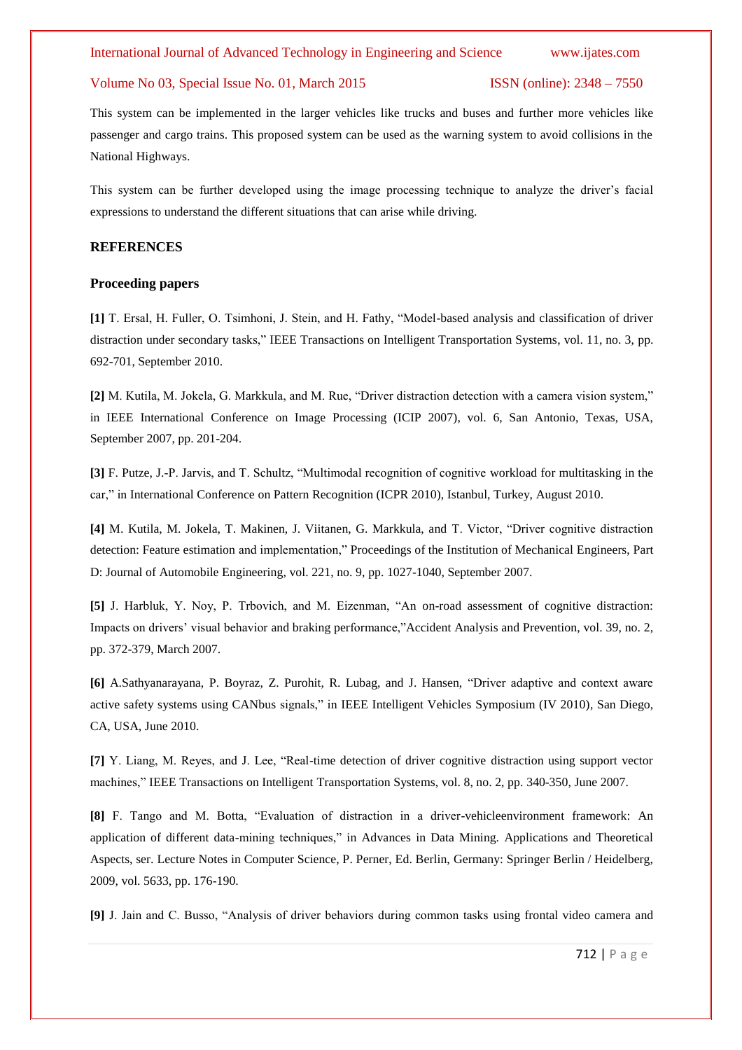This system can be implemented in the larger vehicles like trucks and buses and further more vehicles like passenger and cargo trains. This proposed system can be used as the warning system to avoid collisions in the National Highways.

This system can be further developed using the image processing technique to analyze the driver's facial expressions to understand the different situations that can arise while driving.

## REFERENCES

### Proceeding papers

**[1]** T. Ersal, H. Fuller, O. Tsimhoni, J. Stein, and H. Fathy, "Model-based analysis and classification of driver distraction under secondary tasks," IEEE Transactions on Intelligent Transportation Systems, vol. 11, no. 3, pp. 692-701, September 2010.

**[2]** M. Kutila, M. Jokela, G. Markkula, and M. Rue, "Driver distraction detection with a camera vision system," in IEEE International Conference on Image Processing (ICIP 2007), vol. 6, San Antonio, Texas, USA, September 2007, pp. 201-204.

**[3]** F. Putze, J.-P. Jarvis, and T. Schultz, "Multimodal recognition of cognitive workload for multitasking in the car," in International Conference on Pattern Recognition (ICPR 2010), Istanbul, Turkey, August 2010.

**[4]** M. Kutila, M. Jokela, T. Makinen, J. Viitanen, G. Markkula, and T. Victor, "Driver cognitive distraction detection: Feature estimation and implementation," Proceedings of the Institution of Mechanical Engineers, Part D: Journal of Automobile Engineering, vol. 221, no. 9, pp. 1027-1040, September 2007.

**[5]** J. Harbluk, Y. Noy, P. Trbovich, and M. Eizenman, "An on-road assessment of cognitive distraction: Impacts on drivers' visual behavior and braking performance,"Accident Analysis and Prevention, vol. 39, no. 2, pp. 372-379, March 2007.

**[6]** A.Sathyanarayana, P. Boyraz, Z. Purohit, R. Lubag, and J. Hansen, "Driver adaptive and context aware active safety systems using CANbus signals," in IEEE Intelligent Vehicles Symposium (IV 2010), San Diego, CA, USA, June 2010.

**[7]** Y. Liang, M. Reyes, and J. Lee, "Real-time detection of driver cognitive distraction using support vector machines," IEEE Transactions on Intelligent Transportation Systems, vol. 8, no. 2, pp. 340-350, June 2007.

**[8]** F. Tango and M. Botta, "Evaluation of distraction in a driver-vehicleenvironment framework: An application of different data-mining techniques," in Advances in Data Mining. Applications and Theoretical Aspects, ser. Lecture Notes in Computer Science, P. Perner, Ed. Berlin, Germany: Springer Berlin / Heidelberg, 2009, vol. 5633, pp. 176-190.

**[9]** J. Jain and C. Busso, "Analysis of driver behaviors during common tasks using frontal video camera and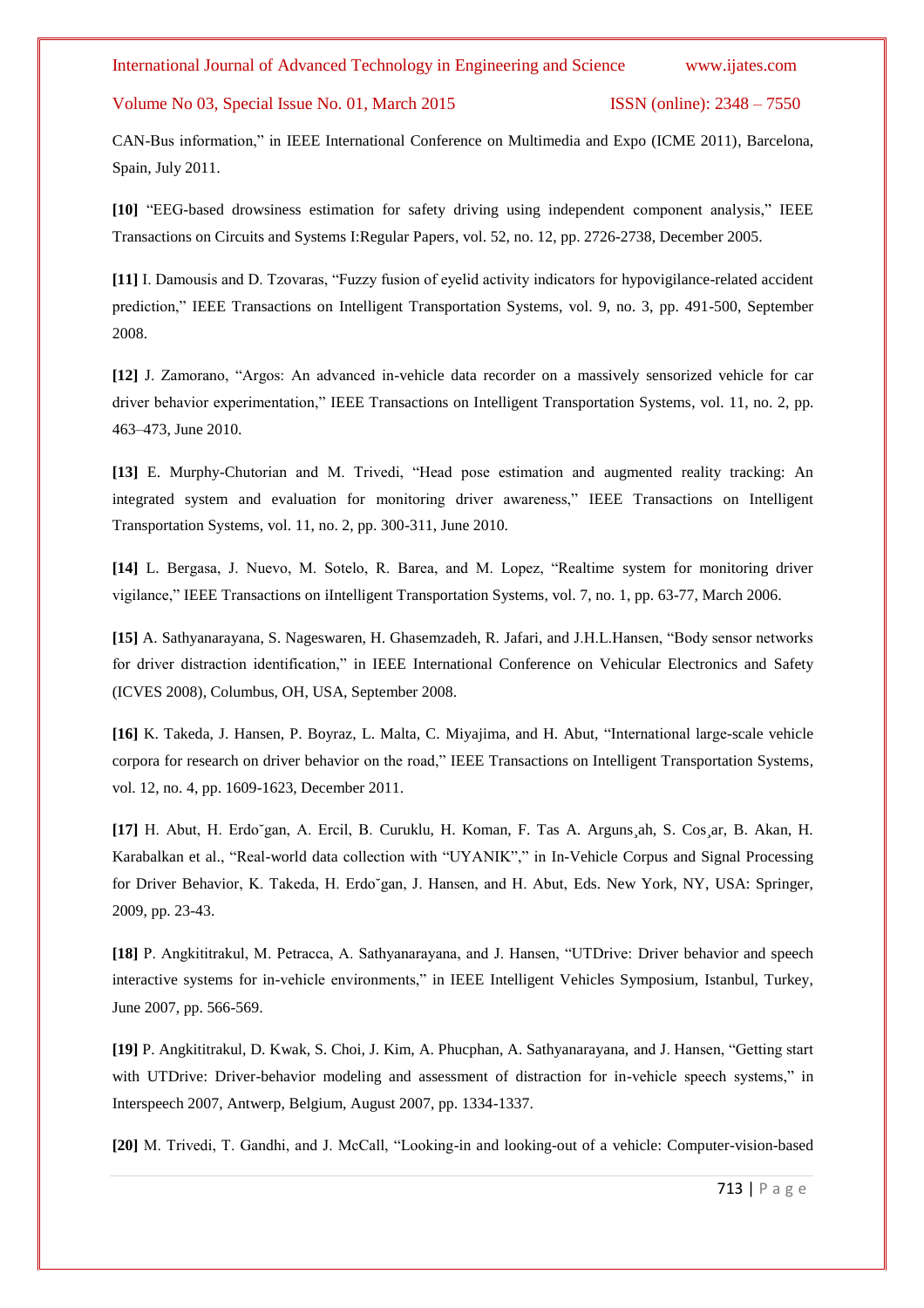CAN-Bus information," in IEEE International Conference on Multimedia and Expo (ICME 2011), Barcelona, Spain, July 2011.

**[10]** "EEG-based drowsiness estimation for safety driving using independent component analysis," IEEE Transactions on Circuits and Systems I:Regular Papers, vol. 52, no. 12, pp. 2726-2738, December 2005.

**[11]** I. Damousis and D. Tzovaras, "Fuzzy fusion of eyelid activity indicators for hypovigilance-related accident prediction," IEEE Transactions on Intelligent Transportation Systems, vol. 9, no. 3, pp. 491-500, September 2008.

**[12]** J. Zamorano, "Argos: An advanced in-vehicle data recorder on a massively sensorized vehicle for car driver behavior experimentation," IEEE Transactions on Intelligent Transportation Systems, vol. 11, no. 2, pp. 463–473, June 2010.

**[13]** E. Murphy-Chutorian and M. Trivedi, "Head pose estimation and augmented reality tracking: An integrated system and evaluation for monitoring driver awareness," IEEE Transactions on Intelligent Transportation Systems, vol. 11, no. 2, pp. 300-311, June 2010.

**[14]** L. Bergasa, J. Nuevo, M. Sotelo, R. Barea, and M. Lopez, "Realtime system for monitoring driver vigilance," IEEE Transactions on iIntelligent Transportation Systems, vol. 7, no. 1, pp. 63-77, March 2006.

**[15]** A. Sathyanarayana, S. Nageswaren, H. Ghasemzadeh, R. Jafari, and J.H.L.Hansen, "Body sensor networks for driver distraction identification," in IEEE International Conference on Vehicular Electronics and Safety (ICVES 2008), Columbus, OH, USA, September 2008.

**[16]** K. Takeda, J. Hansen, P. Boyraz, L. Malta, C. Miyajima, and H. Abut, "International large-scale vehicle corpora for research on driver behavior on the road," IEEE Transactions on Intelligent Transportation Systems, vol. 12, no. 4, pp. 1609-1623, December 2011.

**[17]** H. Abut, H. Erdo˘gan, A. Ercil, B. Curuklu, H. Koman, F. Tas A. Arguns¸ah, S. Cos¸ar, B. Akan, H. Karabalkan et al., "Real-world data collection with "UYANIK"," in In-Vehicle Corpus and Signal Processing for Driver Behavior, K. Takeda, H. Erdo˘gan, J. Hansen, and H. Abut, Eds. New York, NY, USA: Springer, 2009, pp. 23-43.

**[18]** P. Angkititrakul, M. Petracca, A. Sathyanarayana, and J. Hansen, "UTDrive: Driver behavior and speech interactive systems for in-vehicle environments," in IEEE Intelligent Vehicles Symposium, Istanbul, Turkey, June 2007, pp. 566-569.

**[19]** P. Angkititrakul, D. Kwak, S. Choi, J. Kim, A. Phucphan, A. Sathyanarayana, and J. Hansen, "Getting start with UTDrive: Driver-behavior modeling and assessment of distraction for in-vehicle speech systems," in Interspeech 2007, Antwerp, Belgium, August 2007, pp. 1334-1337.

**[20]** M. Trivedi, T. Gandhi, and J. McCall, "Looking-in and looking-out of a vehicle: Computer-vision-based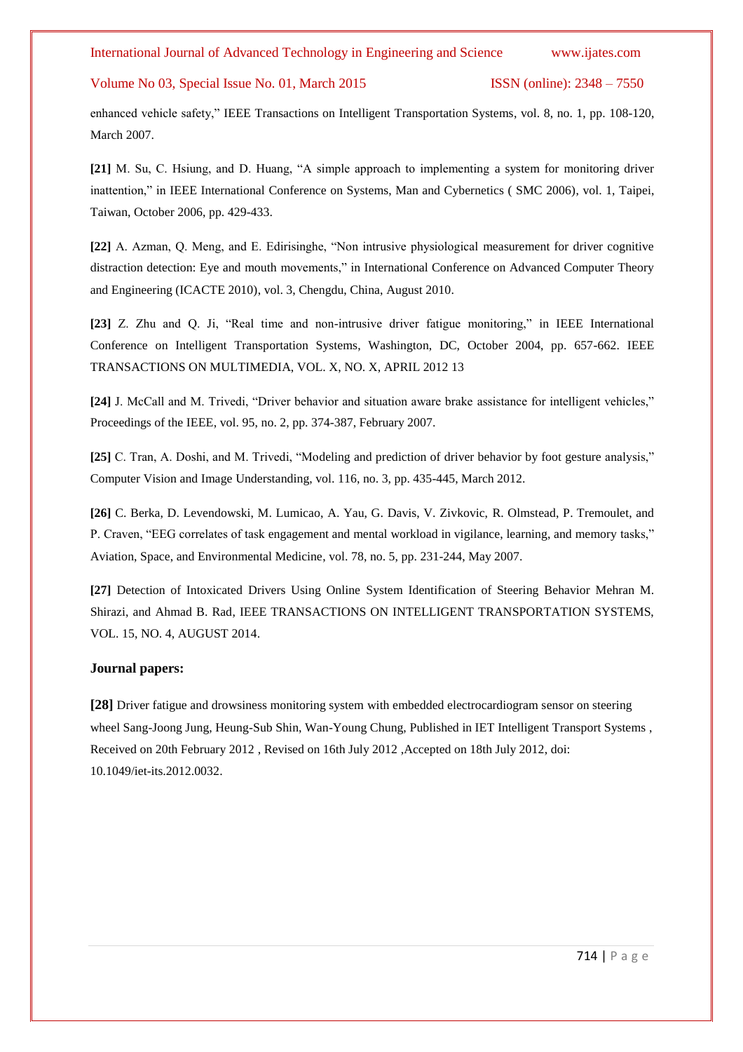enhanced vehicle safety," IEEE Transactions on Intelligent Transportation Systems, vol. 8, no. 1, pp. 108-120, March 2007.

**[21]** M. Su, C. Hsiung, and D. Huang, "A simple approach to implementing a system for monitoring driver inattention," in IEEE International Conference on Systems, Man and Cybernetics ( SMC 2006), vol. 1, Taipei, Taiwan, October 2006, pp. 429-433.

**[22]** A. Azman, Q. Meng, and E. Edirisinghe, "Non intrusive physiological measurement for driver cognitive distraction detection: Eye and mouth movements," in International Conference on Advanced Computer Theory and Engineering (ICACTE 2010), vol. 3, Chengdu, China, August 2010.

**[23]** Z. Zhu and Q. Ji, "Real time and non-intrusive driver fatigue monitoring," in IEEE International Conference on Intelligent Transportation Systems, Washington, DC, October 2004, pp. 657-662. IEEE TRANSACTIONS ON MULTIMEDIA, VOL. X, NO. X, APRIL 2012 13

**[24]** J. McCall and M. Trivedi, "Driver behavior and situation aware brake assistance for intelligent vehicles," Proceedings of the IEEE, vol. 95, no. 2, pp. 374-387, February 2007.

**[25]** C. Tran, A. Doshi, and M. Trivedi, "Modeling and prediction of driver behavior by foot gesture analysis," Computer Vision and Image Understanding, vol. 116, no. 3, pp. 435-445, March 2012.

**[26]** C. Berka, D. Levendowski, M. Lumicao, A. Yau, G. Davis, V. Zivkovic, R. Olmstead, P. Tremoulet, and P. Craven, "EEG correlates of task engagement and mental workload in vigilance, learning, and memory tasks," Aviation, Space, and Environmental Medicine, vol. 78, no. 5, pp. 231-244, May 2007.

**[27]** Detection of Intoxicated Drivers Using Online System Identification of Steering Behavior Mehran M. Shirazi, and Ahmad B. Rad, IEEE TRANSACTIONS ON INTELLIGENT TRANSPORTATION SYSTEMS, VOL. 15, NO. 4, AUGUST 2014.

### Journal papers:

**[28]** Driver fatigue and drowsiness monitoring system with embedded electrocardiogram sensor on steering wheel Sang-Joong Jung, Heung-Sub Shin, Wan-Young Chung, Published in IET Intelligent Transport Systems , Received on 20th February 2012 , Revised on 16th July 2012 ,Accepted on 18th July 2012, doi: 10.1049/iet-its.2012.0032.